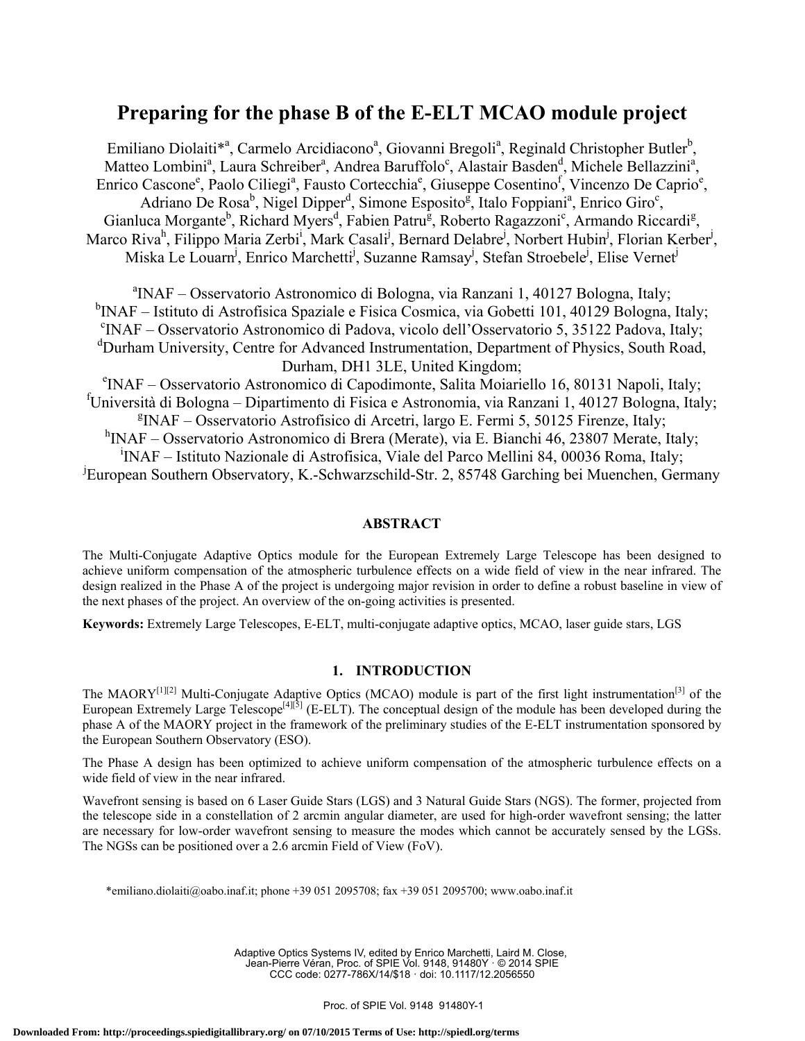# Preparing for the phase B of the E-ELT MCAO module project

Emiliano Diolaiti*[a], Carmelo Arcidiacono[a], Giovanni Bregoli[a], Reginald Christopher Butler[b], Matteo Lombini[a], Laura Schreiber[a], Andrea Baruffolo[c], Alastair Basden[d], Michele Bellazzini[a], Enrico Cascone[e], Paolo Ciliegi[a], Fausto Cortecchia[e], Giuseppe Cosentino[f], Vincenzo De Caprio[e], Adriano De Rosa[b], Nigel Dipper[d], Simone Esposito[g], Italo Foppiani[a], Enrico Giro[c], Gianluca Morgante[b], Richard Myers[d], Fabien Patru[g], Roberto Ragazzoni[c], Armando Riccardi[g], Marco Riva[h], Filippo Maria Zerbi[i], Mark Casali[j], Bernard Delabre[j], Norbert Hubin[j], Florian Kerber[j], Miska Le Louarn[j], Enrico Marchetti[j], Suzanne Ramsay[j], Stefan Stroebele[j], Elise Vernet[j]

[a]INAF – Osservatorio Astronomico di Bologna, via Ranzani 1, 40127 Bologna, Italy;
[b]INAF – Istituto di Astrofisica Spaziale e Fisica Cosmica, via Gobetti 101, 40129 Bologna, Italy;
[c]INAF – Osservatorio Astronomico di Padova, vicolo dell'Osservatorio 5, 35122 Padova, Italy;
[d]Durham University, Centre for Advanced Instrumentation, Department of Physics, South Road, Durham, DH1 3LE, United Kingdom;
[e]INAF – Osservatorio Astronomico di Capodimonte, Salita Moiariello 16, 80131 Napoli, Italy;
[f]Università di Bologna – Dipartimento di Fisica e Astronomia, via Ranzani 1, 40127 Bologna, Italy;
[g]INAF – Osservatorio Astrofisico di Arcetri, largo E. Fermi 5, 50125 Firenze, Italy;
[h]INAF – Osservatorio Astronomico di Brera (Merate), via E. Bianchi 46, 23807 Merate, Italy;
[i]INAF – Istituto Nazionale di Astrofisica, Viale del Parco Mellini 84, 00036 Roma, Italy;
[j]European Southern Observatory, K.-Schwarzschild-Str. 2, 85748 Garching bei Muenchen, Germany

## ABSTRACT

The Multi-Conjugate Adaptive Optics module for the European Extremely Large Telescope has been designed to achieve uniform compensation of the atmospheric turbulence effects on a wide field of view in the near infrared. The design realized in the Phase A of the project is undergoing major revision in order to define a robust baseline in view of the next phases of the project. An overview of the on-going activities is presented.

**Keywords:** Extremely Large Telescopes, E-ELT, multi-conjugate adaptive optics, MCAO, laser guide stars, LGS

## 1. INTRODUCTION

The MAORY[1][2] Multi-Conjugate Adaptive Optics (MCAO) module is part of the first light instrumentation[3] of the European Extremely Large Telescope[4][5] (E-ELT). The conceptual design of the module has been developed during the phase A of the MAORY project in the framework of the preliminary studies of the E-ELT instrumentation sponsored by the European Southern Observatory (ESO).

The Phase A design has been optimized to achieve uniform compensation of the atmospheric turbulence effects on a wide field of view in the near infrared.

Wavefront sensing is based on 6 Laser Guide Stars (LGS) and 3 Natural Guide Stars (NGS). The former, projected from the telescope side in a constellation of 2 arcmin angular diameter, are used for high-order wavefront sensing; the latter are necessary for low-order wavefront sensing to measure the modes which cannot be accurately sensed by the LGSs. The NGSs can be positioned over a 2.6 arcmin Field of View (FoV).

*emiliano.diolaiti@oabo.inaf.it; phone +39 051 2095708; fax +39 051 2095700; www.oabo.inaf.it

Adaptive Optics Systems IV, edited by Enrico Marchetti, Laird M. Close, Jean-Pierre Véran, Proc. of SPIE Vol. 9148, 91480Y · © 2014 SPIE CCC code: 0277-786X/14/$18 · doi: 10.1117/12.2056550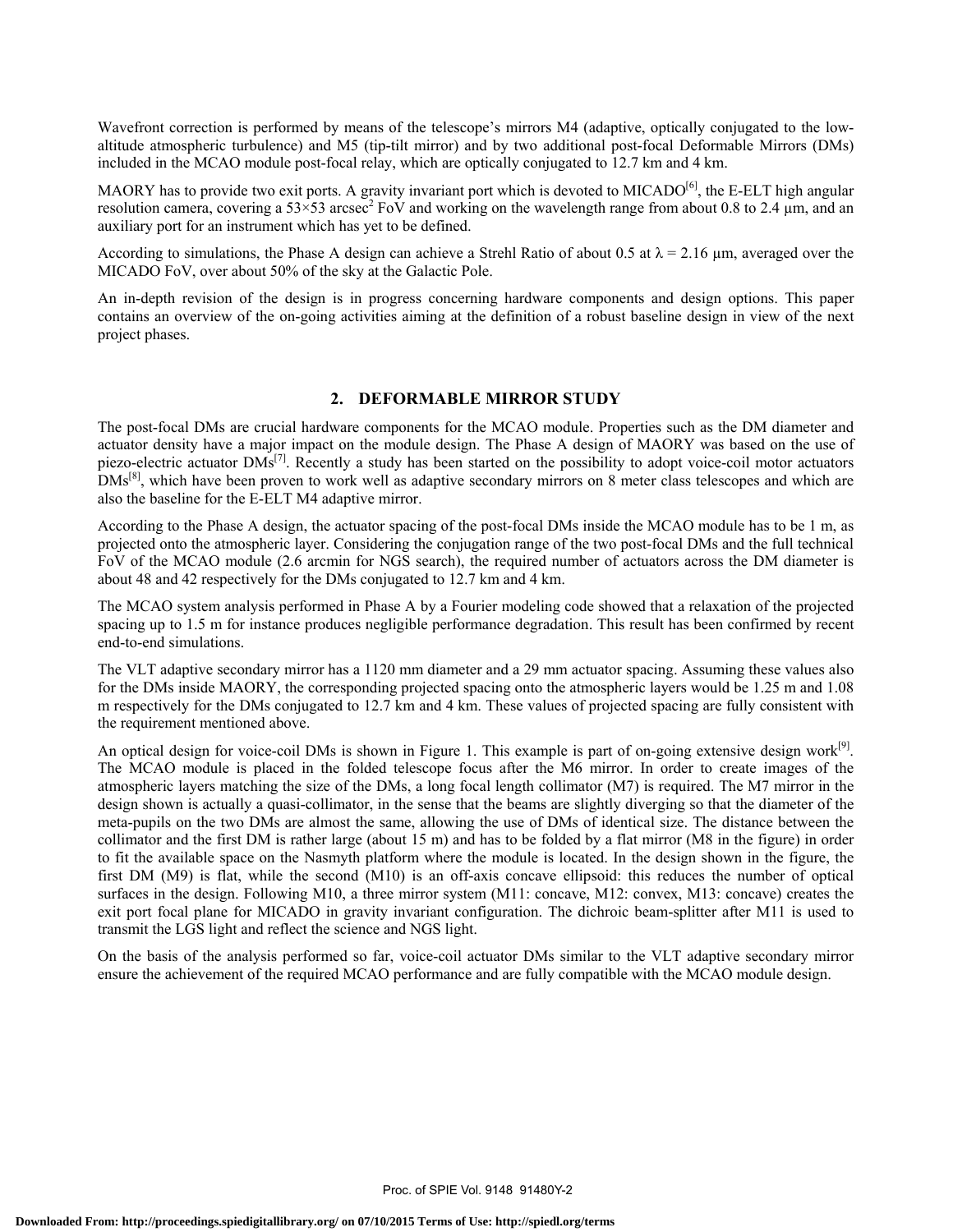Wavefront correction is performed by means of the telescope's mirrors M4 (adaptive, optically conjugated to the low-altitude atmospheric turbulence) and M5 (tip-tilt mirror) and by two additional post-focal Deformable Mirrors (DMs) included in the MCAO module post-focal relay, which are optically conjugated to 12.7 km and 4 km.

MAORY has to provide two exit ports. A gravity invariant port which is devoted to MICADO[6], the E-ELT high angular resolution camera, covering a 53×53 arcsec$^2$ FoV and working on the wavelength range from about 0.8 to 2.4 µm, and an auxiliary port for an instrument which has yet to be defined.

According to simulations, the Phase A design can achieve a Strehl Ratio of about 0.5 at $\lambda$ = 2.16 µm, averaged over the MICADO FoV, over about 50% of the sky at the Galactic Pole.

An in-depth revision of the design is in progress concerning hardware components and design options. This paper contains an overview of the on-going activities aiming at the definition of a robust baseline design in view of the next project phases.

## 2. DEFORMABLE MIRROR STUDY

The post-focal DMs are crucial hardware components for the MCAO module. Properties such as the DM diameter and actuator density have a major impact on the module design. The Phase A design of MAORY was based on the use of piezo-electric actuator DMs[7]. Recently a study has been started on the possibility to adopt voice-coil motor actuators DMs[8], which have been proven to work well as adaptive secondary mirrors on 8 meter class telescopes and which are also the baseline for the E-ELT M4 adaptive mirror.

According to the Phase A design, the actuator spacing of the post-focal DMs inside the MCAO module has to be 1 m, as projected onto the atmospheric layer. Considering the conjugation range of the two post-focal DMs and the full technical FoV of the MCAO module (2.6 arcmin for NGS search), the required number of actuators across the DM diameter is about 48 and 42 respectively for the DMs conjugated to 12.7 km and 4 km.

The MCAO system analysis performed in Phase A by a Fourier modeling code showed that a relaxation of the projected spacing up to 1.5 m for instance produces negligible performance degradation. This result has been confirmed by recent end-to-end simulations.

The VLT adaptive secondary mirror has a 1120 mm diameter and a 29 mm actuator spacing. Assuming these values also for the DMs inside MAORY, the corresponding projected spacing onto the atmospheric layers would be 1.25 m and 1.08 m respectively for the DMs conjugated to 12.7 km and 4 km. These values of projected spacing are fully consistent with the requirement mentioned above.

An optical design for voice-coil DMs is shown in Figure 1. This example is part of on-going extensive design work[9]. The MCAO module is placed in the folded telescope focus after the M6 mirror. In order to create images of the atmospheric layers matching the size of the DMs, a long focal length collimator (M7) is required. The M7 mirror in the design shown is actually a quasi-collimator, in the sense that the beams are slightly diverging so that the diameter of the meta-pupils on the two DMs are almost the same, allowing the use of DMs of identical size. The distance between the collimator and the first DM is rather large (about 15 m) and has to be folded by a flat mirror (M8 in the figure) in order to fit the available space on the Nasmyth platform where the module is located. In the design shown in the figure, the first DM (M9) is flat, while the second (M10) is an off-axis concave ellipsoid: this reduces the number of optical surfaces in the design. Following M10, a three mirror system (M11: concave, M12: convex, M13: concave) creates the exit port focal plane for MICADO in gravity invariant configuration. The dichroic beam-splitter after M11 is used to transmit the LGS light and reflect the science and NGS light.

On the basis of the analysis performed so far, voice-coil actuator DMs similar to the VLT adaptive secondary mirror ensure the achievement of the required MCAO performance and are fully compatible with the MCAO module design.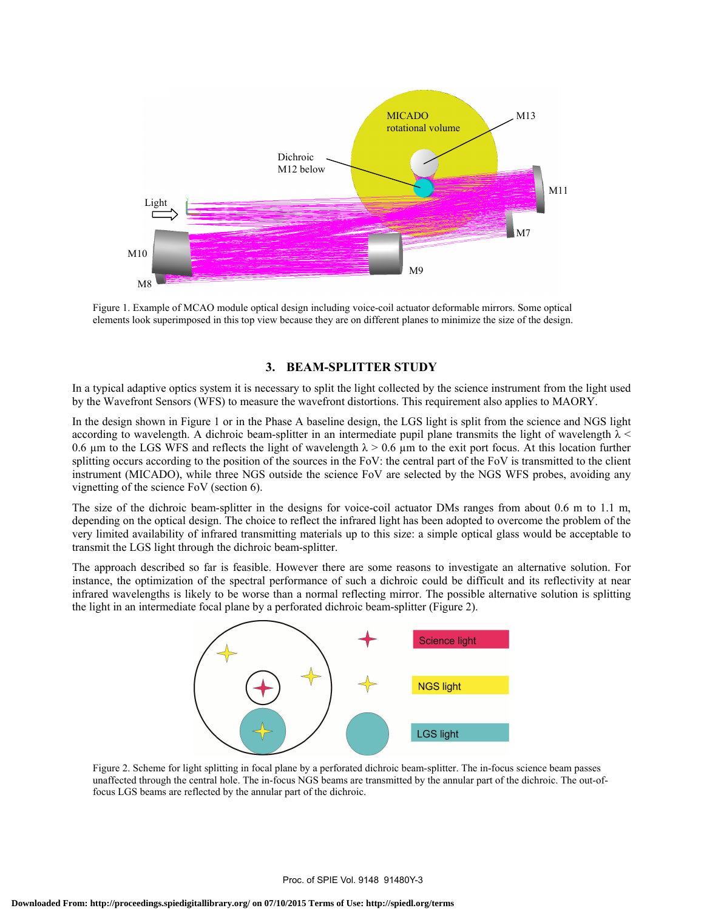Figure 1. Example of MCAO module optical design including voice-coil actuator deformable mirrors. Some optical elements look superimposed in this top view because they are on different planes to minimize the size of the design.

## 3. BEAM-SPLITTER STUDY

In a typical adaptive optics system it is necessary to split the light collected by the science instrument from the light used by the Wavefront Sensors (WFS) to measure the wavefront distortions. This requirement also applies to MAORY.

In the design shown in Figure 1 or in the Phase A baseline design, the LGS light is split from the science and NGS light according to wavelength. A dichroic beam-splitter in an intermediate pupil plane transmits the light of wavelength $\lambda < 0.6$ µm to the LGS WFS and reflects the light of wavelength $\lambda > 0.6$ µm to the exit port focus. At this location further splitting occurs according to the position of the sources in the FoV: the central part of the FoV is transmitted to the client instrument (MICADO), while three NGS outside the science FoV are selected by the NGS WFS probes, avoiding any vignetting of the science FoV (section 6).

The size of the dichroic beam-splitter in the designs for voice-coil actuator DMs ranges from about 0.6 m to 1.1 m, depending on the optical design. The choice to reflect the infrared light has been adopted to overcome the problem of the very limited availability of infrared transmitting materials up to this size: a simple optical glass would be acceptable to transmit the LGS light through the dichroic beam-splitter.

The approach described so far is feasible. However there are some reasons to investigate an alternative solution. For instance, the optimization of the spectral performance of such a dichroic could be difficult and its reflectivity at near infrared wavelengths is likely to be worse than a normal reflecting mirror. The possible alternative solution is splitting the light in an intermediate focal plane by a perforated dichroic beam-splitter (Figure 2).

Figure 2. Scheme for light splitting in focal plane by a perforated dichroic beam-splitter. The in-focus science beam passes unaffected through the central hole. The in-focus NGS beams are transmitted by the annular part of the dichroic. The out-of-focus LGS beams are reflected by the annular part of the dichroic.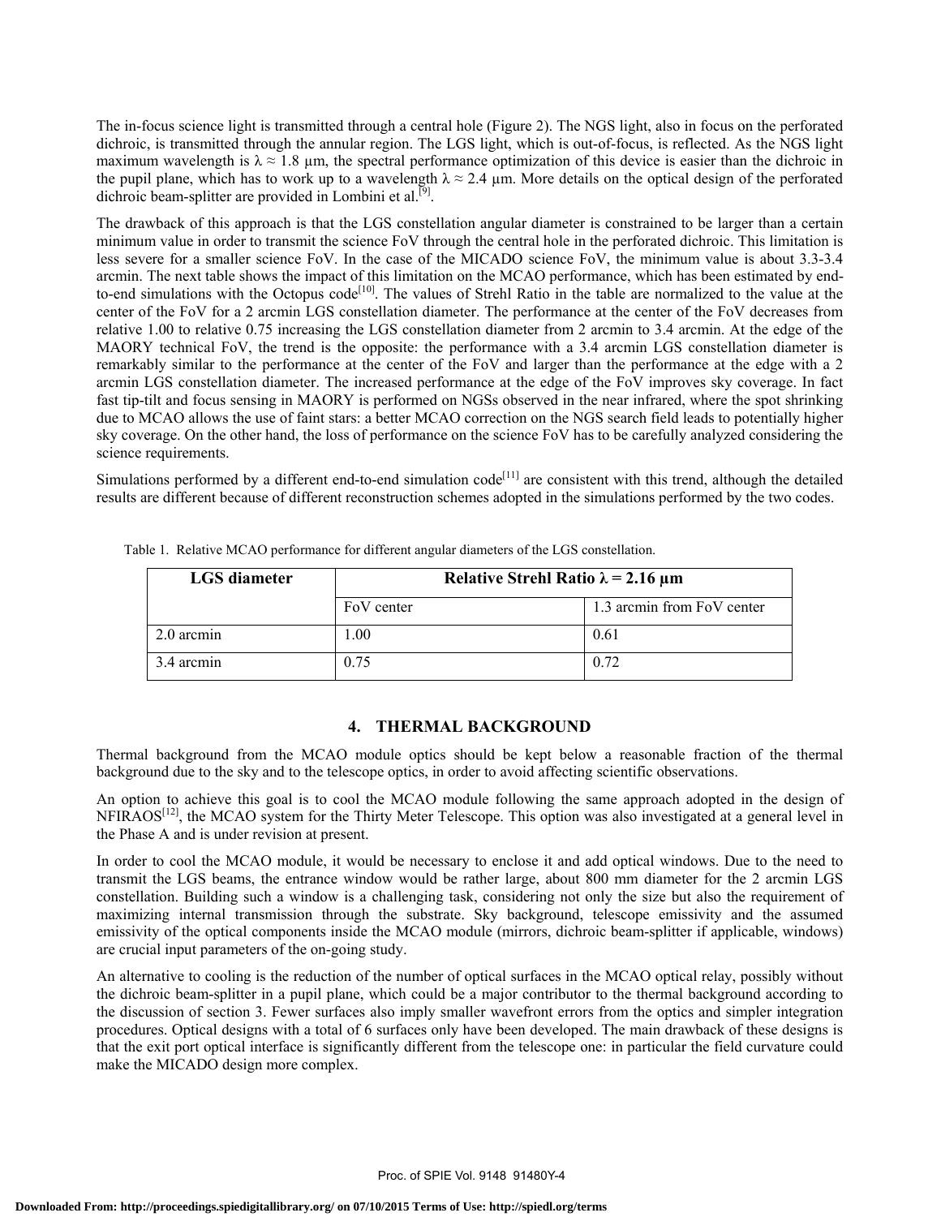The in-focus science light is transmitted through a central hole (Figure 2). The NGS light, also in focus on the perforated dichroic, is transmitted through the annular region. The LGS light, which is out-of-focus, is reflected. As the NGS light maximum wavelength is $\lambda \approx 1.8$ µm, the spectral performance optimization of this device is easier than the dichroic in the pupil plane, which has to work up to a wavelength $\lambda \approx 2.4$ µm. More details on the optical design of the perforated dichroic beam-splitter are provided in Lombini et al.[9].

The drawback of this approach is that the LGS constellation angular diameter is constrained to be larger than a certain minimum value in order to transmit the science FoV through the central hole in the perforated dichroic. This limitation is less severe for a smaller science FoV. In the case of the MICADO science FoV, the minimum value is about 3.3-3.4 arcmin. The next table shows the impact of this limitation on the MCAO performance, which has been estimated by end-to-end simulations with the Octopus code[10]. The values of Strehl Ratio in the table are normalized to the value at the center of the FoV for a 2 arcmin LGS constellation diameter. The performance at the center of the FoV decreases from relative 1.00 to relative 0.75 increasing the LGS constellation diameter from 2 arcmin to 3.4 arcmin. At the edge of the MAORY technical FoV, the trend is the opposite: the performance with a 3.4 arcmin LGS constellation diameter is remarkably similar to the performance at the center of the FoV and larger than the performance at the edge with a 2 arcmin LGS constellation diameter. The increased performance at the edge of the FoV improves sky coverage. In fact fast tip-tilt and focus sensing in MAORY is performed on NGSs observed in the near infrared, where the spot shrinking due to MCAO allows the use of faint stars: a better MCAO correction on the NGS search field leads to potentially higher sky coverage. On the other hand, the loss of performance on the science FoV has to be carefully analyzed considering the science requirements.

Simulations performed by a different end-to-end simulation code[11] are consistent with this trend, although the detailed results are different because of different reconstruction schemes adopted in the simulations performed by the two codes.

Table 1. Relative MCAO performance for different angular diameters of the LGS constellation.

| **LGS diameter** | **Relative Strehl Ratio $\lambda$ = 2.16 µm** | |
|---|---|---|
| | FoV center | 1.3 arcmin from FoV center |
| 2.0 arcmin | 1.00 | 0.61 |
| 3.4 arcmin | 0.75 | 0.72 |

## 4. THERMAL BACKGROUND

Thermal background from the MCAO module optics should be kept below a reasonable fraction of the thermal background due to the sky and to the telescope optics, in order to avoid affecting scientific observations.

An option to achieve this goal is to cool the MCAO module following the same approach adopted in the design of NFIRAOS[12], the MCAO system for the Thirty Meter Telescope. This option was also investigated at a general level in the Phase A and is under revision at present.

In order to cool the MCAO module, it would be necessary to enclose it and add optical windows. Due to the need to transmit the LGS beams, the entrance window would be rather large, about 800 mm diameter for the 2 arcmin LGS constellation. Building such a window is a challenging task, considering not only the size but also the requirement of maximizing internal transmission through the substrate. Sky background, telescope emissivity and the assumed emissivity of the optical components inside the MCAO module (mirrors, dichroic beam-splitter if applicable, windows) are crucial input parameters of the on-going study.

An alternative to cooling is the reduction of the number of optical surfaces in the MCAO optical relay, possibly without the dichroic beam-splitter in a pupil plane, which could be a major contributor to the thermal background according to the discussion of section 3. Fewer surfaces also imply smaller wavefront errors from the optics and simpler integration procedures. Optical designs with a total of 6 surfaces only have been developed. The main drawback of these designs is that the exit port optical interface is significantly different from the telescope one: in particular the field curvature could make the MICADO design more complex.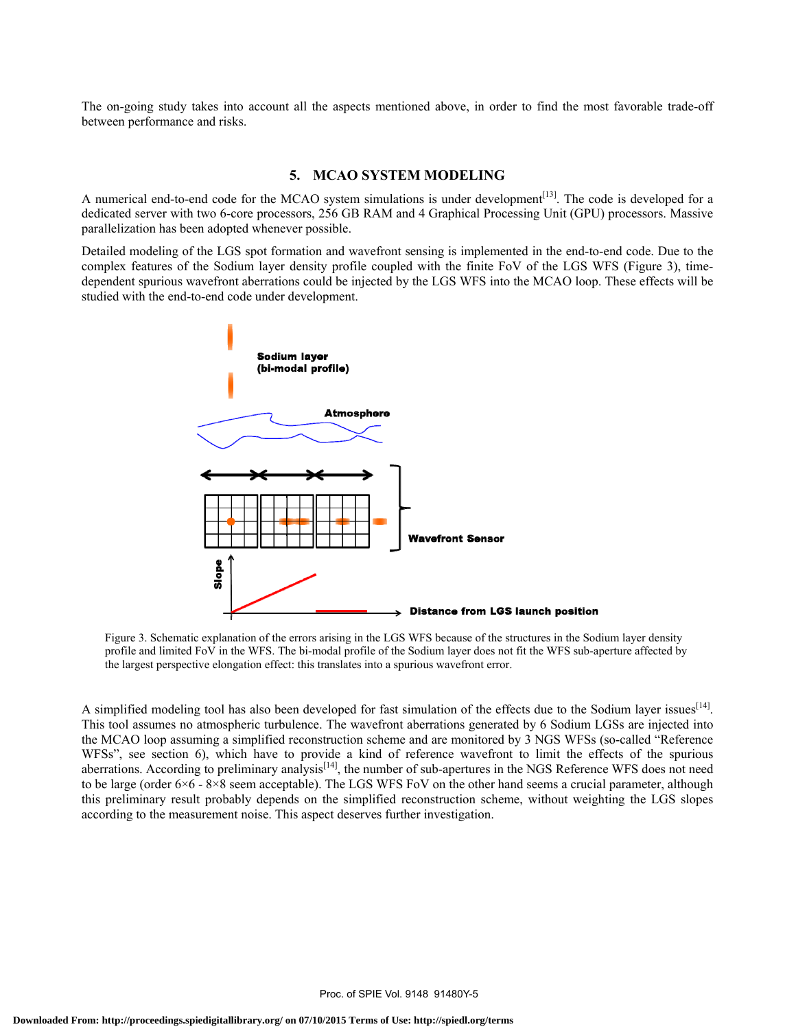The on-going study takes into account all the aspects mentioned above, in order to find the most favorable trade-off between performance and risks.

## 5. MCAO SYSTEM MODELING

A numerical end-to-end code for the MCAO system simulations is under development[13]. The code is developed for a dedicated server with two 6-core processors, 256 GB RAM and 4 Graphical Processing Unit (GPU) processors. Massive parallelization has been adopted whenever possible.

Detailed modeling of the LGS spot formation and wavefront sensing is implemented in the end-to-end code. Due to the complex features of the Sodium layer density profile coupled with the finite FoV of the LGS WFS (Figure 3), time-dependent spurious wavefront aberrations could be injected by the LGS WFS into the MCAO loop. These effects will be studied with the end-to-end code under development.

Figure 3. Schematic explanation of the errors arising in the LGS WFS because of the structures in the Sodium layer density profile and limited FoV in the WFS. The bi-modal profile of the Sodium layer does not fit the WFS sub-aperture affected by the largest perspective elongation effect: this translates into a spurious wavefront error.

A simplified modeling tool has also been developed for fast simulation of the effects due to the Sodium layer issues[14]. This tool assumes no atmospheric turbulence. The wavefront aberrations generated by 6 Sodium LGSs are injected into the MCAO loop assuming a simplified reconstruction scheme and are monitored by 3 NGS WFSs (so-called "Reference WFSs", see section 6), which have to provide a kind of reference wavefront to limit the effects of the spurious aberrations. According to preliminary analysis[14], the number of sub-apertures in the NGS Reference WFS does not need to be large (order 6×6 - 8×8 seem acceptable). The LGS WFS FoV on the other hand seems a crucial parameter, although this preliminary result probably depends on the simplified reconstruction scheme, without weighting the LGS slopes according to the measurement noise. This aspect deserves further investigation.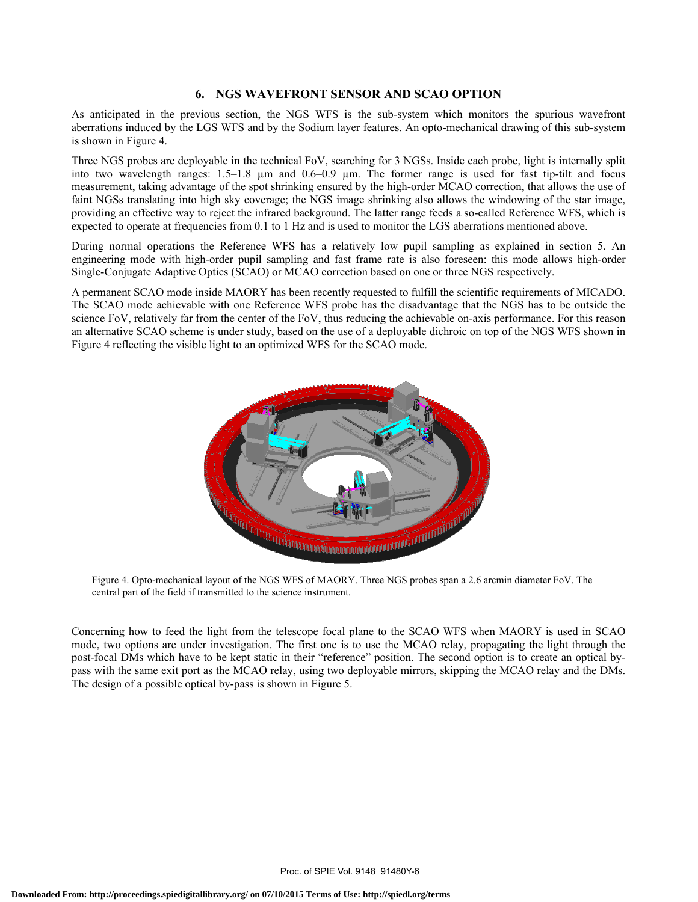## 6. NGS WAVEFRONT SENSOR AND SCAO OPTION

As anticipated in the previous section, the NGS WFS is the sub-system which monitors the spurious wavefront aberrations induced by the LGS WFS and by the Sodium layer features. An opto-mechanical drawing of this sub-system is shown in Figure 4.

Three NGS probes are deployable in the technical FoV, searching for 3 NGSs. Inside each probe, light is internally split into two wavelength ranges: 1.5–1.8 μm and 0.6–0.9 μm. The former range is used for fast tip-tilt and focus measurement, taking advantage of the spot shrinking ensured by the high-order MCAO correction, that allows the use of faint NGSs translating into high sky coverage; the NGS image shrinking also allows the windowing of the star image, providing an effective way to reject the infrared background. The latter range feeds a so-called Reference WFS, which is expected to operate at frequencies from 0.1 to 1 Hz and is used to monitor the LGS aberrations mentioned above.

During normal operations the Reference WFS has a relatively low pupil sampling as explained in section 5. An engineering mode with high-order pupil sampling and fast frame rate is also foreseen: this mode allows high-order Single-Conjugate Adaptive Optics (SCAO) or MCAO correction based on one or three NGS respectively.

A permanent SCAO mode inside MAORY has been recently requested to fulfill the scientific requirements of MICADO. The SCAO mode achievable with one Reference WFS probe has the disadvantage that the NGS has to be outside the science FoV, relatively far from the center of the FoV, thus reducing the achievable on-axis performance. For this reason an alternative SCAO scheme is under study, based on the use of a deployable dichroic on top of the NGS WFS shown in Figure 4 reflecting the visible light to an optimized WFS for the SCAO mode.

Figure 4. Opto-mechanical layout of the NGS WFS of MAORY. Three NGS probes span a 2.6 arcmin diameter FoV. The central part of the field if transmitted to the science instrument.

Concerning how to feed the light from the telescope focal plane to the SCAO WFS when MAORY is used in SCAO mode, two options are under investigation. The first one is to use the MCAO relay, propagating the light through the post-focal DMs which have to be kept static in their "reference" position. The second option is to create an optical by-pass with the same exit port as the MCAO relay, using two deployable mirrors, skipping the MCAO relay and the DMs. The design of a possible optical by-pass is shown in Figure 5.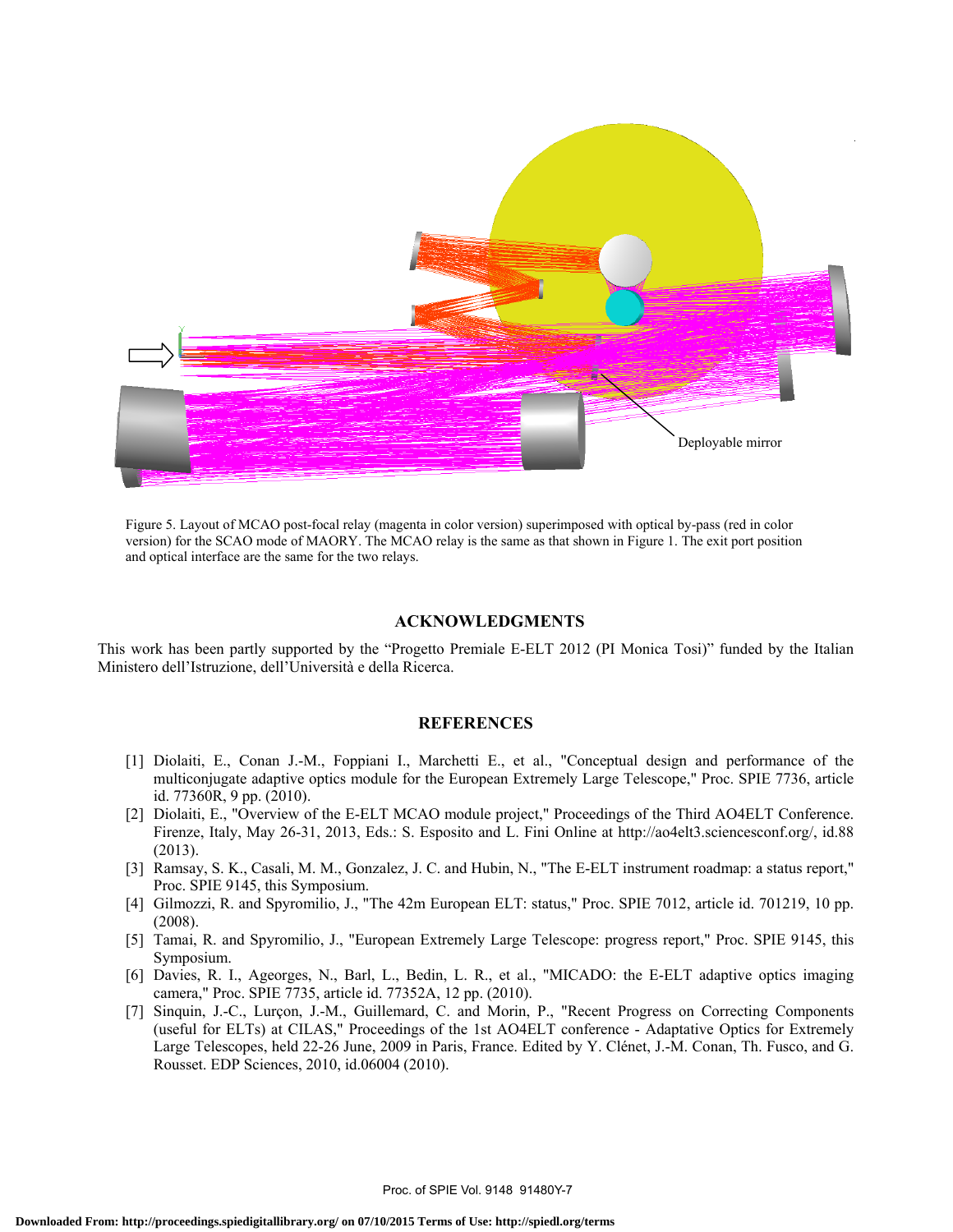Deployable mirror

Figure 5. Layout of MCAO post-focal relay (magenta in color version) superimposed with optical by-pass (red in color version) for the SCAO mode of MAORY. The MCAO relay is the same as that shown in Figure 1. The exit port position and optical interface are the same for the two relays.

## ACKNOWLEDGMENTS

This work has been partly supported by the "Progetto Premiale E-ELT 2012 (PI Monica Tosi)" funded by the Italian Ministero dell'Istruzione, dell'Università e della Ricerca.

## REFERENCES

[1] Diolaiti, E., Conan J.-M., Foppiani I., Marchetti E., et al., "Conceptual design and performance of the multiconjugate adaptive optics module for the European Extremely Large Telescope," Proc. SPIE 7736, article id. 77360R, 9 pp. (2010).

[2] Diolaiti, E., "Overview of the E-ELT MCAO module project," Proceedings of the Third AO4ELT Conference. Firenze, Italy, May 26-31, 2013, Eds.: S. Esposito and L. Fini Online at http://ao4elt3.sciencesconf.org/, id.88 (2013).

[3] Ramsay, S. K., Casali, M. M., Gonzalez, J. C. and Hubin, N., "The E-ELT instrument roadmap: a status report," Proc. SPIE 9145, this Symposium.

[4] Gilmozzi, R. and Spyromilio, J., "The 42m European ELT: status," Proc. SPIE 7012, article id. 701219, 10 pp. (2008).

[5] Tamai, R. and Spyromilio, J., "European Extremely Large Telescope: progress report," Proc. SPIE 9145, this Symposium.

[6] Davies, R. I., Ageorges, N., Barl, L., Bedin, L. R., et al., "MICADO: the E-ELT adaptive optics imaging camera," Proc. SPIE 7735, article id. 77352A, 12 pp. (2010).

[7] Sinquin, J.-C., Lurçon, J.-M., Guillemard, C. and Morin, P., "Recent Progress on Correcting Components (useful for ELTs) at CILAS," Proceedings of the 1st AO4ELT conference - Adaptative Optics for Extremely Large Telescopes, held 22-26 June, 2009 in Paris, France. Edited by Y. Clénet, J.-M. Conan, Th. Fusco, and G. Rousset. EDP Sciences, 2010, id.06004 (2010).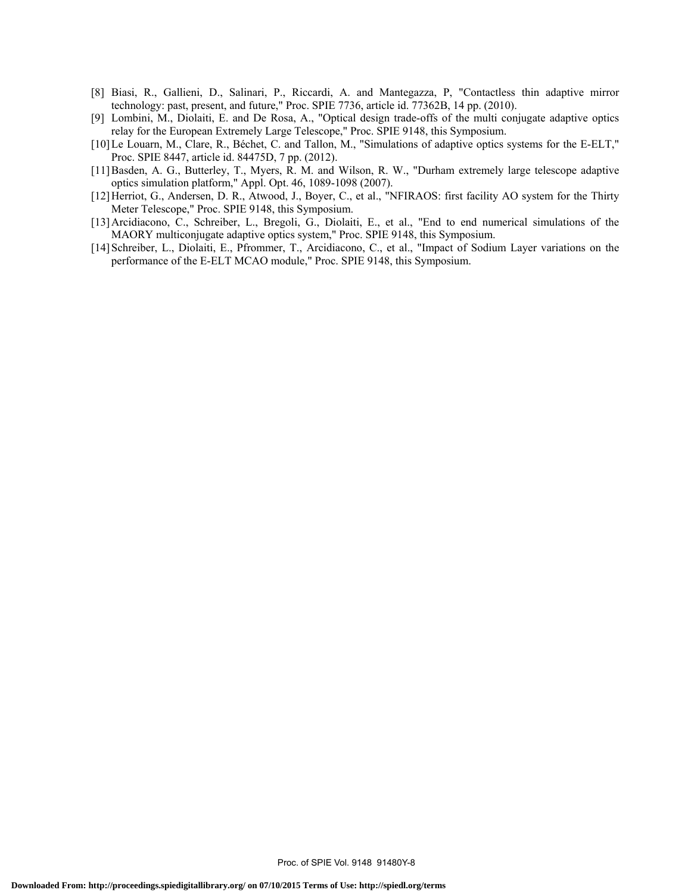[8] Biasi, R., Gallieni, D., Salinari, P., Riccardi, A. and Mantegazza, P, "Contactless thin adaptive mirror technology: past, present, and future," Proc. SPIE 7736, article id. 77362B, 14 pp. (2010).

[9] Lombini, M., Diolaiti, E. and De Rosa, A., "Optical design trade-offs of the multi conjugate adaptive optics relay for the European Extremely Large Telescope," Proc. SPIE 9148, this Symposium.

[10] Le Louarn, M., Clare, R., Béchet, C. and Tallon, M., "Simulations of adaptive optics systems for the E-ELT," Proc. SPIE 8447, article id. 84475D, 7 pp. (2012).

[11] Basden, A. G., Butterley, T., Myers, R. M. and Wilson, R. W., "Durham extremely large telescope adaptive optics simulation platform," Appl. Opt. 46, 1089-1098 (2007).

[12] Herriot, G., Andersen, D. R., Atwood, J., Boyer, C., et al., "NFIRAOS: first facility AO system for the Thirty Meter Telescope," Proc. SPIE 9148, this Symposium.

[13] Arcidiacono, C., Schreiber, L., Bregoli, G., Diolaiti, E., et al., "End to end numerical simulations of the MAORY multiconjugate adaptive optics system," Proc. SPIE 9148, this Symposium.

[14] Schreiber, L., Diolaiti, E., Pfrommer, T., Arcidiacono, C., et al., "Impact of Sodium Layer variations on the performance of the E-ELT MCAO module," Proc. SPIE 9148, this Symposium.